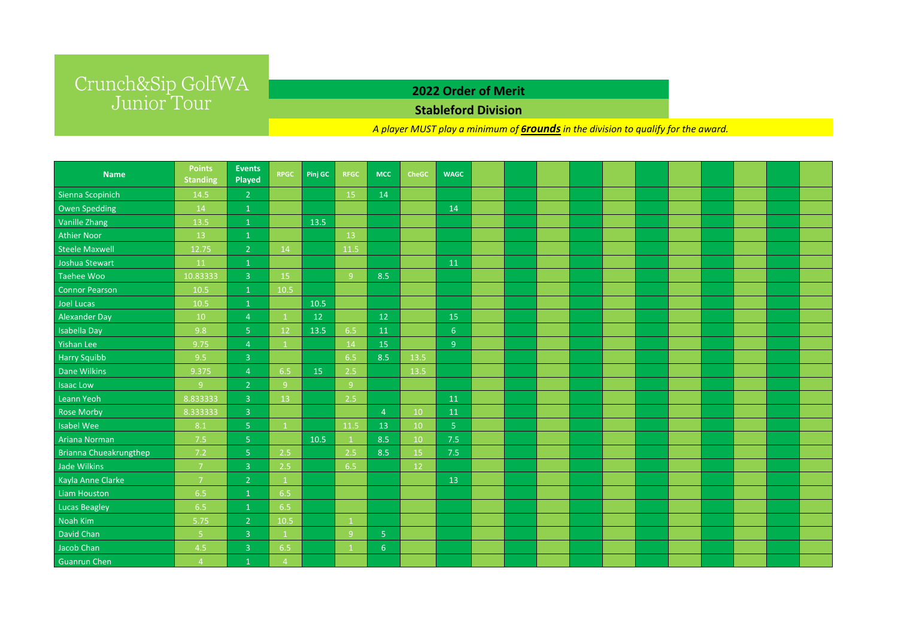# Crunch&Sip GolfWA Junior Tour

## 2022 Order of Merit

### Stableford Division

*A player MUST play a minimum of **6rounds** in the division to qualify for the award.*

| Name | Points Standing | Events Played | RPGC | Pinj GC | RFGC | MCC | CheGC | WAGC | | | | | | | | | | | |
|---|---|---|---|---|---|---|---|---|---|---|---|---|---|---|---|---|---|---|---|
| Sienna Scopinich | 14.5 | 2 | | | 15 | 14 | | | | | | | | | | | | | |
| Owen Spedding | 14 | 1 | | | | | | 14 | | | | | | | | | | | |
| Vanille Zhang | 13.5 | 1 | | 13.5 | | | | | | | | | | | | | | | |
| Athier Noor | 13 | 1 | | | 13 | | | | | | | | | | | | | | |
| Steele Maxwell | 12.75 | 2 | 14 | | 11.5 | | | | | | | | | | | | | | |
| Joshua Stewart | 11 | 1 | | | | | | 11 | | | | | | | | | | | |
| Taehee Woo | 10.83333 | 3 | 15 | | 9 | 8.5 | | | | | | | | | | | | | |
| Connor Pearson | 10.5 | 1 | 10.5 | | | | | | | | | | | | | | | | |
| Joel Lucas | 10.5 | 1 | | 10.5 | | | | | | | | | | | | | | | |
| Alexander Day | 10 | 4 | 1 | 12 | | 12 | | 15 | | | | | | | | | | | |
| Isabella Day | 9.8 | 5 | 12 | 13.5 | 6.5 | 11 | | 6 | | | | | | | | | | | |
| Yishan Lee | 9.75 | 4 | 1 | | 14 | 15 | | 9 | | | | | | | | | | | |
| Harry Squibb | 9.5 | 3 | | | 6.5 | 8.5 | 13.5 | | | | | | | | | | | | |
| Dane Wilkins | 9.375 | 4 | 6.5 | 15 | 2.5 | | 13.5 | | | | | | | | | | | | |
| Isaac Low | 9 | 2 | 9 | | 9 | | | | | | | | | | | | | | |
| Leann Yeoh | 8.833333 | 3 | 13 | | 2.5 | | | 11 | | | | | | | | | | | |
| Rose Morby | 8.333333 | 3 | | | | 4 | 10 | 11 | | | | | | | | | | | |
| Isabel Wee | 8.1 | 5 | 1 | | 11.5 | 13 | 10 | 5 | | | | | | | | | | | |
| Ariana Norman | 7.5 | 5 | | 10.5 | 1 | 8.5 | 10 | 7.5 | | | | | | | | | | | |
| Brianna Chueakrungthep | 7.2 | 5 | 2.5 | | 2.5 | 8.5 | 15 | 7.5 | | | | | | | | | | | |
| Jade Wilkins | 7 | 3 | 2.5 | | 6.5 | | 12 | | | | | | | | | | | | |
| Kayla Anne Clarke | 7 | 2 | 1 | | | | | 13 | | | | | | | | | | | |
| Liam Houston | 6.5 | 1 | 6.5 | | | | | | | | | | | | | | | | |
| Lucas Beagley | 6.5 | 1 | 6.5 | | | | | | | | | | | | | | | | |
| Noah Kim | 5.75 | 2 | 10.5 | | 1 | | | | | | | | | | | | | | |
| David Chan | 5 | 3 | 1 | | 9 | 5 | | | | | | | | | | | | | |
| Jacob Chan | 4.5 | 3 | 6.5 | | 1 | 6 | | | | | | | | | | | | | |
| Guanrun Chen | 4 | 1 | 4 | | | | | | | | | | | | | | | | |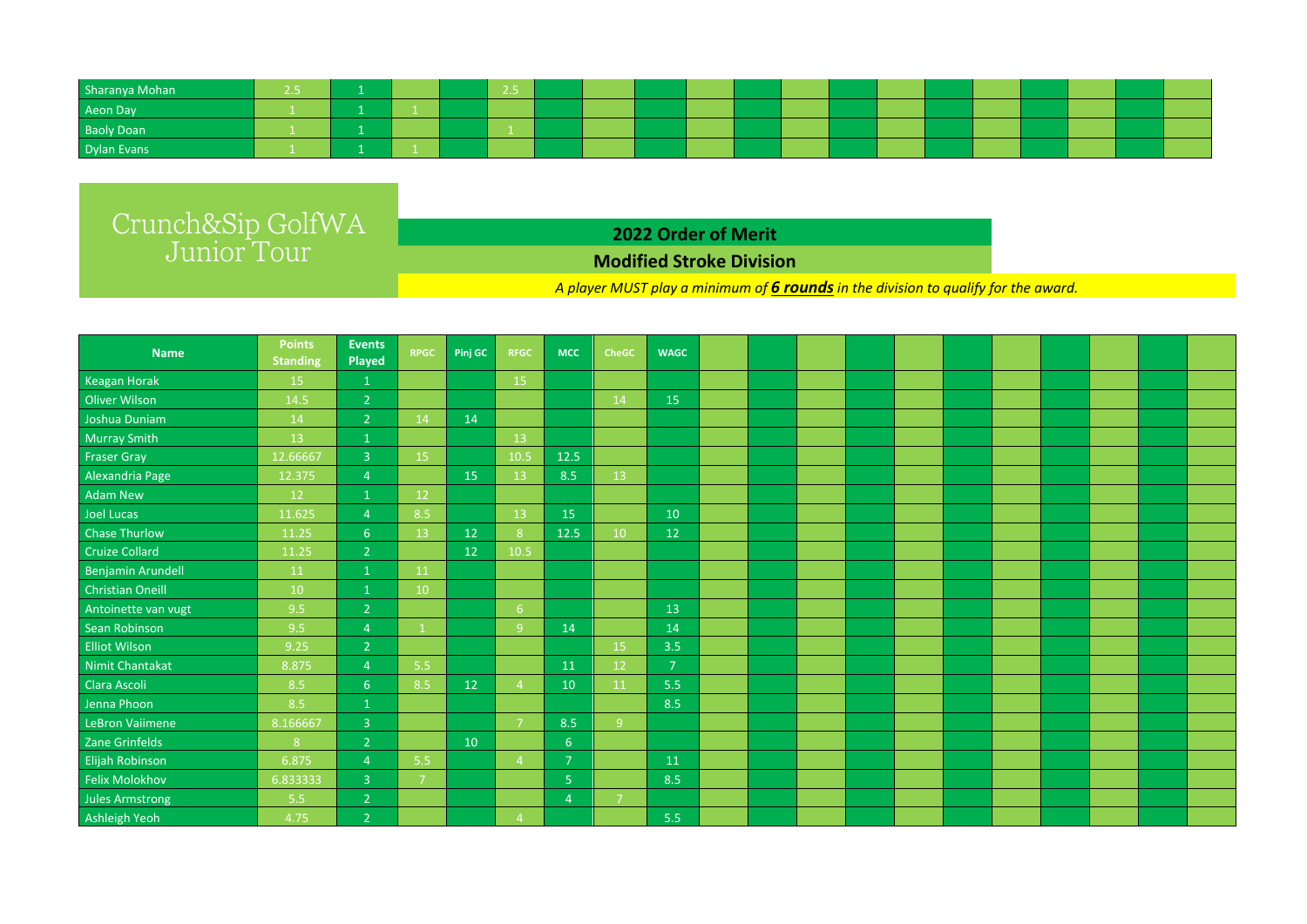| | | | | | |
|---|---|---|---|---|---|
| Sharanya Mohan | 2.5 | 1 | | | 2.5 |
| Aeon Day | 1 | 1 | 1 | | |
| Baoly Doan | 1 | 1 | | | 1 |
| Dylan Evans | 1 | 1 | 1 | | |

# Crunch&Sip GolfWA Junior Tour

## 2022 Order of Merit

## Modified Stroke Division

*A player MUST play a minimum of **6 rounds** in the division to qualify for the award.*

| Name | Points Standing | Events Played | RPGC | Pinj GC | RFGC | MCC | CheGC | WAGC |
|---|---|---|---|---|---|---|---|---|
| Keagan Horak | 15 | 1 | | | 15 | | | |
| Oliver Wilson | 14.5 | 2 | | | | | 14 | 15 |
| Joshua Duniam | 14 | 2 | 14 | 14 | | | | |
| Murray Smith | 13 | 1 | | | 13 | | | |
| Fraser Gray | 12.66667 | 3 | 15 | | 10.5 | 12.5 | | |
| Alexandria Page | 12.375 | 4 | | 15 | 13 | 8.5 | 13 | |
| Adam New | 12 | 1 | 12 | | | | | |
| Joel Lucas | 11.625 | 4 | 8.5 | | 13 | 15 | | 10 |
| Chase Thurlow | 11.25 | 6 | 13 | 12 | 8 | 12.5 | 10 | 12 |
| Cruize Collard | 11.25 | 2 | | 12 | 10.5 | | | |
| Benjamin Arundell | 11 | 1 | 11 | | | | | |
| Christian Oneill | 10 | 1 | 10 | | | | | |
| Antoinette van vugt | 9.5 | 2 | | | 6 | | | 13 |
| Sean Robinson | 9.5 | 4 | 1 | | 9 | 14 | | 14 |
| Elliot Wilson | 9.25 | 2 | | | | | 15 | 3.5 |
| Nimit Chantakat | 8.875 | 4 | 5.5 | | | 11 | 12 | 7 |
| Clara Ascoli | 8.5 | 6 | 8.5 | 12 | 4 | 10 | 11 | 5.5 |
| Jenna Phoon | 8.5 | 1 | | | | | | 8.5 |
| LeBron Vaiimene | 8.166667 | 3 | | | 7 | 8.5 | 9 | |
| Zane Grinfelds | 8 | 2 | | 10 | | 6 | | |
| Elijah Robinson | 6.875 | 4 | 5.5 | | 4 | 7 | | 11 |
| Felix Molokhov | 6.833333 | 3 | 7 | | | 5 | | 8.5 |
| Jules Armstrong | 5.5 | 2 | | | | 4 | 7 | |
| Ashleigh Yeoh | 4.75 | 2 | | | 4 | | | 5.5 |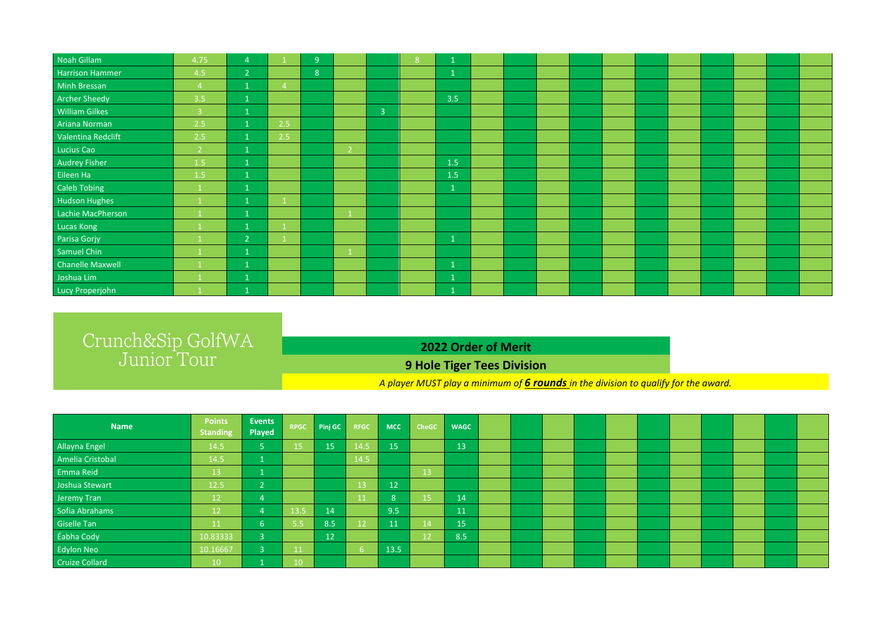| | | | | | | | | |
|---|---|---|---|---|---|---|---|---|
| Noah Gillam | 4.75 | 4 | 1 | 9 | | | 8 | 1 |
| Harrison Hammer | 4.5 | 2 | | 8 | | | | 1 |
| Minh Bressan | 4 | 1 | 4 | | | | | |
| Archer Sheedy | 3.5 | 1 | | | | | | 3.5 |
| William Gilkes | 3 | 1 | | | | 3 | | |
| Ariana Norman | 2.5 | 1 | 2.5 | | | | | |
| Valentina Redclift | 2.5 | 1 | 2.5 | | | | | |
| Lucius Cao | 2 | 1 | | | 2 | | | |
| Audrey Fisher | 1.5 | 1 | | | | | | 1.5 |
| Eileen Ha | 1.5 | 1 | | | | | | 1.5 |
| Caleb Tobing | 1 | 1 | | | | | | 1 |
| Hudson Hughes | 1 | 1 | 1 | | | | | |
| Lachie MacPherson | 1 | 1 | | | 1 | | | |
| Lucas Kong | 1 | 1 | 1 | | | | | |
| Parisa Gorjy | 1 | 2 | 1 | | | | | 1 |
| Samuel Chin | 1 | 1 | | | 1 | | | |
| Chanelle Maxwell | 1 | 1 | | | | | | 1 |
| Joshua Lim | 1 | 1 | | | | | | 1 |
| Lucy Properjohn | 1 | 1 | | | | | | 1 |

# Crunch&Sip GolfWA Junior Tour

## 2022 Order of Merit

## 9 Hole Tiger Tees Division

*A player MUST play a minimum of* ***6 rounds*** *in the division to qualify for the award.*

| Name | Points Standing | Events Played | RPGC | Pinj GC | RFGC | MCC | CheGC | WAGC |
|---|---|---|---|---|---|---|---|---|
| Allayna Engel | 14.5 | 5 | 15 | 15 | 14.5 | 15 | | 13 |
| Amelia Cristobal | 14.5 | 1 | | | 14.5 | | | |
| Emma Reid | 13 | 1 | | | | | 13 | |
| Joshua Stewart | 12.5 | 2 | | | 13 | 12 | | |
| Jeremy Tran | 12 | 4 | | | 11 | 8 | 15 | 14 |
| Sofia Abrahams | 12 | 4 | 13.5 | 14 | | 9.5 | | 11 |
| Giselle Tan | 11 | 6 | 5.5 | 8.5 | 12 | 11 | 14 | 15 |
| Éabha Cody | 10.83333 | 3 | | 12 | | | 12 | 8.5 |
| Edylon Neo | 10.16667 | 3 | 11 | | 6 | 13.5 | | |
| Cruize Collard | 10 | 1 | 10 | | | | | |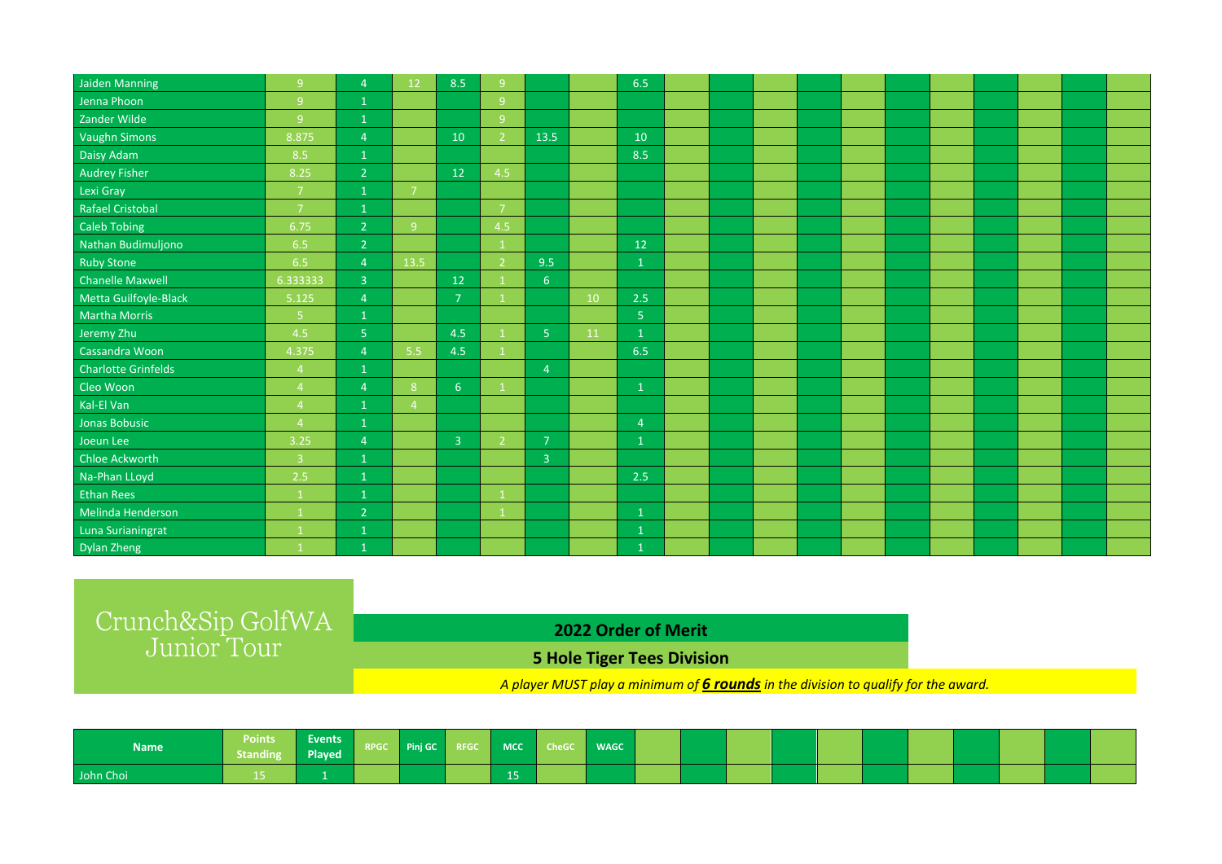| | | | | | | | | |
|---|---|---|---|---|---|---|---|---|
| Jaiden Manning | 9 | 4 | 12 | 8.5 | 9 | | | 6.5 |
| Jenna Phoon | 9 | 1 | | | 9 | | | |
| Zander Wilde | 9 | 1 | | | 9 | | | |
| Vaughn Simons | 8.875 | 4 | | 10 | 2 | 13.5 | | 10 |
| Daisy Adam | 8.5 | 1 | | | | | | 8.5 |
| Audrey Fisher | 8.25 | 2 | | 12 | 4.5 | | | |
| Lexi Gray | 7 | 1 | 7 | | | | | |
| Rafael Cristobal | 7 | 1 | | | 7 | | | |
| Caleb Tobing | 6.75 | 2 | 9 | | 4.5 | | | |
| Nathan Budimuljono | 6.5 | 2 | | | 1 | | | 12 |
| Ruby Stone | 6.5 | 4 | 13.5 | | 2 | 9.5 | | 1 |
| Chanelle Maxwell | 6.333333 | 3 | | 12 | 1 | 6 | | |
| Metta Guilfoyle-Black | 5.125 | 4 | | 7 | 1 | | 10 | 2.5 |
| Martha Morris | 5 | 1 | | | | | | 5 |
| Jeremy Zhu | 4.5 | 5 | | 4.5 | 1 | 5 | 11 | 1 |
| Cassandra Woon | 4.375 | 4 | 5.5 | 4.5 | 1 | | | 6.5 |
| Charlotte Grinfelds | 4 | 1 | | | | 4 | | |
| Cleo Woon | 4 | 4 | 8 | 6 | 1 | | | 1 |
| Kal-El Van | 4 | 1 | 4 | | | | | |
| Jonas Bobusic | 4 | 1 | | | | | | 4 |
| Joeun Lee | 3.25 | 4 | | 3 | 2 | 7 | | 1 |
| Chloe Ackworth | 3 | 1 | | | | 3 | | |
| Na-Phan LLoyd | 2.5 | 1 | | | | | | 2.5 |
| Ethan Rees | 1 | 1 | | | 1 | | | |
| Melinda Henderson | 1 | 2 | | | 1 | | | 1 |
| Luna Surianingrat | 1 | 1 | | | | | | 1 |
| Dylan Zheng | 1 | 1 | | | | | | 1 |

# Crunch&Sip GolfWA Junior Tour

## 2022 Order of Merit

## 5 Hole Tiger Tees Division

*A player MUST play a minimum of **6 rounds** in the division to qualify for the award.*

| Name | Points Standing | Events Played | RPGC | Pinj GC | RFGC | MCC | CheGC | WAGC |
|---|---|---|---|---|---|---|---|---|
| John Choi | 15 | 1 | | | | 15 | | |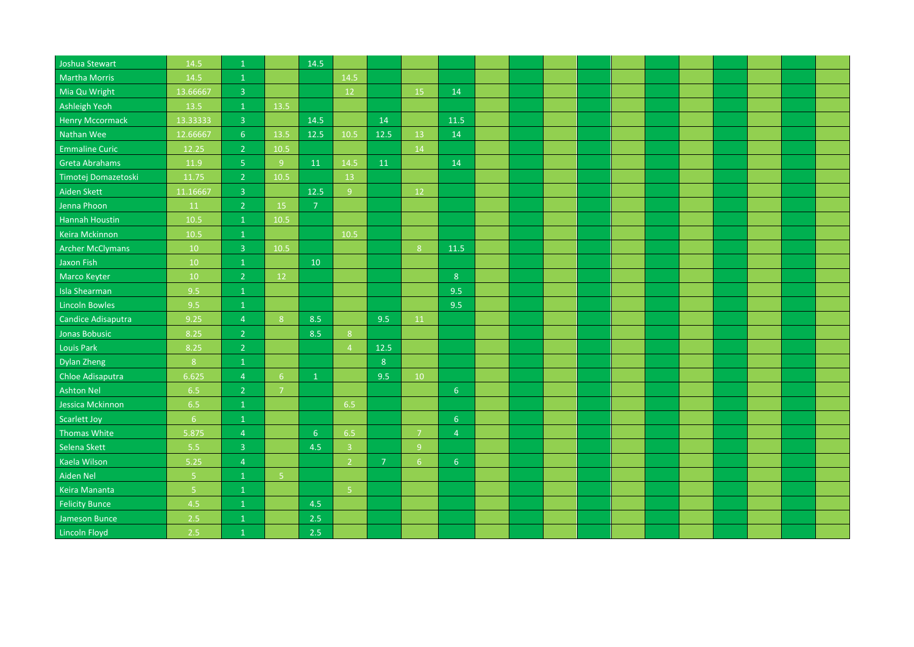| | | | | | | | | | | | | | | | | | | | |
|---|---|---|---|---|---|---|---|---|---|---|---|---|---|---|---|---|---|---|---|
| Joshua Stewart | 14.5 | 1 | | 14.5 | | | | | | | | | | | | | | | |
| Martha Morris | 14.5 | 1 | | | 14.5 | | | | | | | | | | | | | | |
| Mia Qu Wright | 13.66667 | 3 | | | 12 | | 15 | 14 | | | | | | | | | | | |
| Ashleigh Yeoh | 13.5 | 1 | 13.5 | | | | | | | | | | | | | | | | |
| Henry Mccormack | 13.33333 | 3 | | 14.5 | | 14 | | 11.5 | | | | | | | | | | | |
| Nathan Wee | 12.66667 | 6 | 13.5 | 12.5 | 10.5 | 12.5 | 13 | 14 | | | | | | | | | | | |
| Emmaline Curic | 12.25 | 2 | 10.5 | | | | 14 | | | | | | | | | | | | |
| Greta Abrahams | 11.9 | 5 | 9 | 11 | 14.5 | 11 | | 14 | | | | | | | | | | | |
| Timotej Domazetoski | 11.75 | 2 | 10.5 | | 13 | | | | | | | | | | | | | | |
| Aiden Skett | 11.16667 | 3 | | 12.5 | 9 | | 12 | | | | | | | | | | | | |
| Jenna Phoon | 11 | 2 | 15 | 7 | | | | | | | | | | | | | | | |
| Hannah Houstin | 10.5 | 1 | 10.5 | | | | | | | | | | | | | | | | |
| Keira Mckinnon | 10.5 | 1 | | | 10.5 | | | | | | | | | | | | | | |
| Archer McClymans | 10 | 3 | 10.5 | | | | 8 | 11.5 | | | | | | | | | | | |
| Jaxon Fish | 10 | 1 | | 10 | | | | | | | | | | | | | | | |
| Marco Keyter | 10 | 2 | 12 | | | | | 8 | | | | | | | | | | | |
| Isla Shearman | 9.5 | 1 | | | | | | 9.5 | | | | | | | | | | | |
| Lincoln Bowles | 9.5 | 1 | | | | | | 9.5 | | | | | | | | | | | |
| Candice Adisaputra | 9.25 | 4 | 8 | 8.5 | | 9.5 | 11 | | | | | | | | | | | | |
| Jonas Bobusic | 8.25 | 2 | | 8.5 | 8 | | | | | | | | | | | | | | |
| Louis Park | 8.25 | 2 | | | 4 | 12.5 | | | | | | | | | | | | | |
| Dylan Zheng | 8 | 1 | | | | 8 | | | | | | | | | | | | | |
| Chloe Adisaputra | 6.625 | 4 | 6 | 1 | | 9.5 | 10 | | | | | | | | | | | | |
| Ashton Nel | 6.5 | 2 | 7 | | | | | 6 | | | | | | | | | | | |
| Jessica Mckinnon | 6.5 | 1 | | | 6.5 | | | | | | | | | | | | | | |
| Scarlett Joy | 6 | 1 | | | | | | 6 | | | | | | | | | | | |
| Thomas White | 5.875 | 4 | | 6 | 6.5 | | 7 | 4 | | | | | | | | | | | |
| Selena Skett | 5.5 | 3 | | 4.5 | 3 | | 9 | | | | | | | | | | | | |
| Kaela Wilson | 5.25 | 4 | | | 2 | 7 | 6 | 6 | | | | | | | | | | | |
| Aiden Nel | 5 | 1 | 5 | | | | | | | | | | | | | | | | |
| Keira Mananta | 5 | 1 | | | 5 | | | | | | | | | | | | | | |
| Felicity Bunce | 4.5 | 1 | | 4.5 | | | | | | | | | | | | | | | |
| Jameson Bunce | 2.5 | 1 | | 2.5 | | | | | | | | | | | | | | | |
| Lincoln Floyd | 2.5 | 1 | | 2.5 | | | | | | | | | | | | | | | |